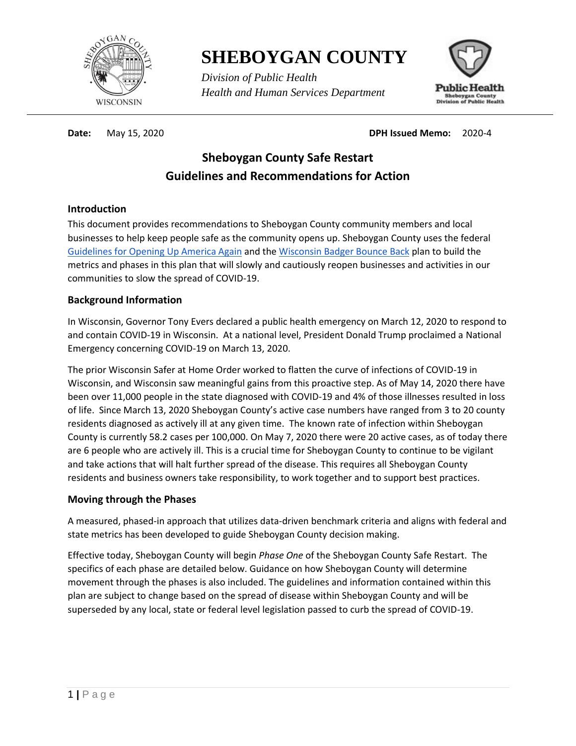# SHEBOYGAN COUNTY

*Division of Public Health*
*Health and Human Services Department*

**Date:** May 15, 2020 **DPH Issued Memo:** 2020-4

## Sheboygan County Safe Restart
## Guidelines and Recommendations for Action

### Introduction

This document provides recommendations to Sheboygan County community members and local businesses to help keep people safe as the community opens up. Sheboygan County uses the federal Guidelines for Opening Up America Again and the Wisconsin Badger Bounce Back plan to build the metrics and phases in this plan that will slowly and cautiously reopen businesses and activities in our communities to slow the spread of COVID-19.

### Background Information

In Wisconsin, Governor Tony Evers declared a public health emergency on March 12, 2020 to respond to and contain COVID-19 in Wisconsin. At a national level, President Donald Trump proclaimed a National Emergency concerning COVID-19 on March 13, 2020.

The prior Wisconsin Safer at Home Order worked to flatten the curve of infections of COVID-19 in Wisconsin, and Wisconsin saw meaningful gains from this proactive step. As of May 14, 2020 there have been over 11,000 people in the state diagnosed with COVID-19 and 4% of those illnesses resulted in loss of life. Since March 13, 2020 Sheboygan County's active case numbers have ranged from 3 to 20 county residents diagnosed as actively ill at any given time. The known rate of infection within Sheboygan County is currently 58.2 cases per 100,000. On May 7, 2020 there were 20 active cases, as of today there are 6 people who are actively ill. This is a crucial time for Sheboygan County to continue to be vigilant and take actions that will halt further spread of the disease. This requires all Sheboygan County residents and business owners take responsibility, to work together and to support best practices.

### Moving through the Phases

A measured, phased-in approach that utilizes data-driven benchmark criteria and aligns with federal and state metrics has been developed to guide Sheboygan County decision making.

Effective today, Sheboygan County will begin *Phase One* of the Sheboygan County Safe Restart. The specifics of each phase are detailed below. Guidance on how Sheboygan County will determine movement through the phases is also included. The guidelines and information contained within this plan are subject to change based on the spread of disease within Sheboygan County and will be superseded by any local, state or federal level legislation passed to curb the spread of COVID-19.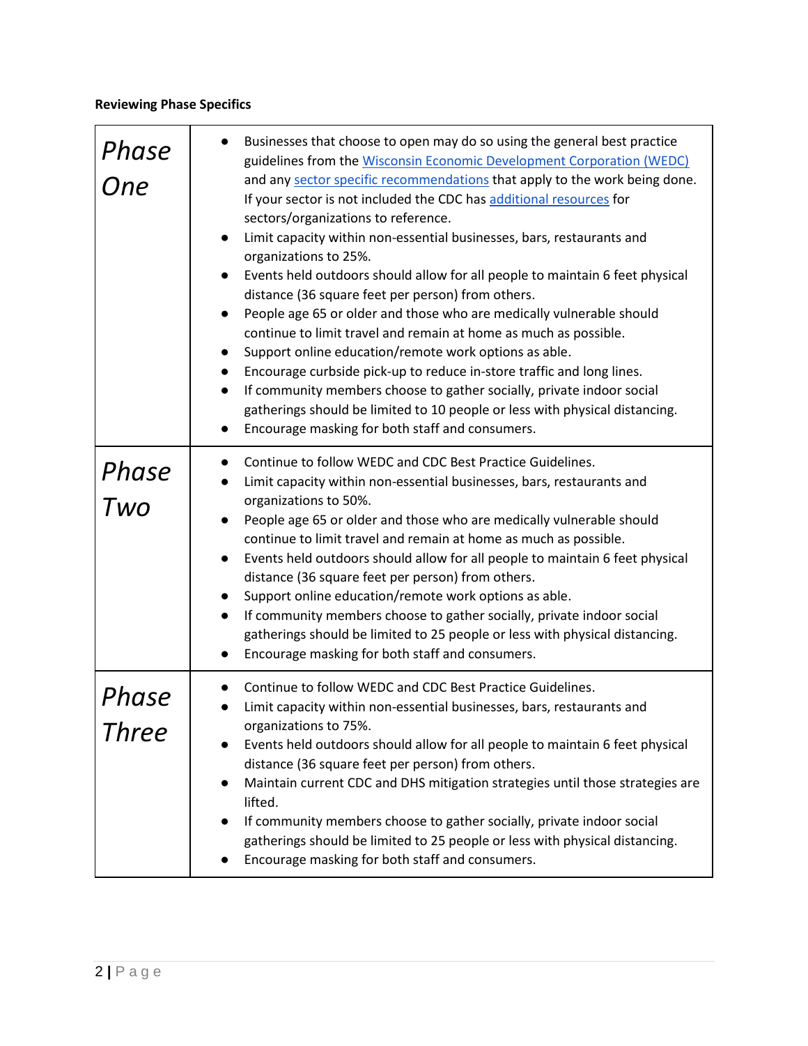**Reviewing Phase Specifics**

| | |
|---|---|
| *Phase One* | ● Businesses that choose to open may do so using the general best practice guidelines from the Wisconsin Economic Development Corporation (WEDC) and any sector specific recommendations that apply to the work being done. If your sector is not included the CDC has additional resources for sectors/organizations to reference.<br>● Limit capacity within non-essential businesses, bars, restaurants and organizations to 25%.<br>● Events held outdoors should allow for all people to maintain 6 feet physical distance (36 square feet per person) from others.<br>● People age 65 or older and those who are medically vulnerable should continue to limit travel and remain at home as much as possible.<br>● Support online education/remote work options as able.<br>● Encourage curbside pick-up to reduce in-store traffic and long lines.<br>● If community members choose to gather socially, private indoor social gatherings should be limited to 10 people or less with physical distancing.<br>● Encourage masking for both staff and consumers. |
| *Phase Two* | ● Continue to follow WEDC and CDC Best Practice Guidelines.<br>● Limit capacity within non-essential businesses, bars, restaurants and organizations to 50%.<br>● People age 65 or older and those who are medically vulnerable should continue to limit travel and remain at home as much as possible.<br>● Events held outdoors should allow for all people to maintain 6 feet physical distance (36 square feet per person) from others.<br>● Support online education/remote work options as able.<br>● If community members choose to gather socially, private indoor social gatherings should be limited to 25 people or less with physical distancing.<br>● Encourage masking for both staff and consumers. |
| *Phase Three* | ● Continue to follow WEDC and CDC Best Practice Guidelines.<br>● Limit capacity within non-essential businesses, bars, restaurants and organizations to 75%.<br>● Events held outdoors should allow for all people to maintain 6 feet physical distance (36 square feet per person) from others.<br>● Maintain current CDC and DHS mitigation strategies until those strategies are lifted.<br>● If community members choose to gather socially, private indoor social gatherings should be limited to 25 people or less with physical distancing.<br>● Encourage masking for both staff and consumers. |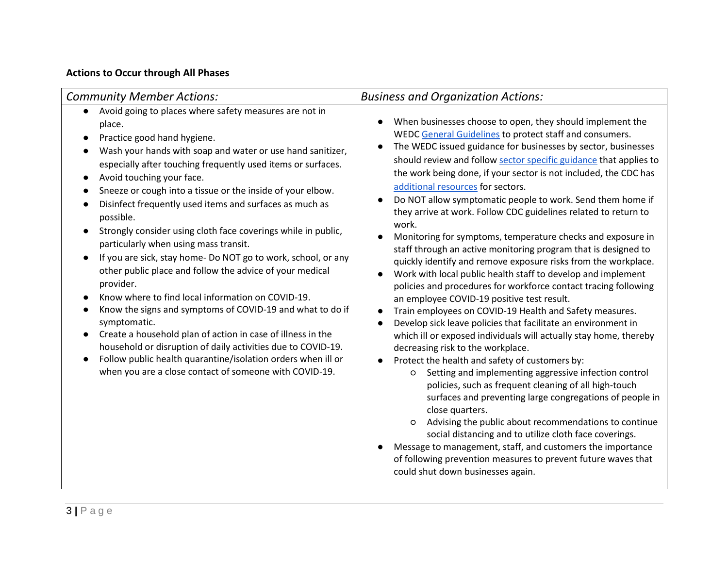**Actions to Occur through All Phases**

| *Community Member Actions:* | *Business and Organization Actions:* |
|---|---|
| <ul><li>Avoid going to places where safety measures are not in place.</li><li>Practice good hand hygiene.</li><li>Wash your hands with soap and water or use hand sanitizer, especially after touching frequently used items or surfaces.</li><li>Avoid touching your face.</li><li>Sneeze or cough into a tissue or the inside of your elbow.</li><li>Disinfect frequently used items and surfaces as much as possible.</li><li>Strongly consider using cloth face coverings while in public, particularly when using mass transit.</li><li>If you are sick, stay home- Do NOT go to work, school, or any other public place and follow the advice of your medical provider.</li><li>Know where to find local information on COVID-19.</li><li>Know the signs and symptoms of COVID-19 and what to do if symptomatic.</li><li>Create a household plan of action in case of illness in the household or disruption of daily activities due to COVID-19.</li><li>Follow public health quarantine/isolation orders when ill or when you are a close contact of someone with COVID-19.</li></ul> | <ul><li>When businesses choose to open, they should implement the WEDC General Guidelines to protect staff and consumers.</li><li>The WEDC issued guidance for businesses by sector, businesses should review and follow sector specific guidance that applies to the work being done, if your sector is not included, the CDC has additional resources for sectors.</li><li>Do NOT allow symptomatic people to work. Send them home if they arrive at work. Follow CDC guidelines related to return to work.</li><li>Monitoring for symptoms, temperature checks and exposure in staff through an active monitoring program that is designed to quickly identify and remove exposure risks from the workplace.</li><li>Work with local public health staff to develop and implement policies and procedures for workforce contact tracing following an employee COVID-19 positive test result.</li><li>Train employees on COVID-19 Health and Safety measures.</li><li>Develop sick leave policies that facilitate an environment in which ill or exposed individuals will actually stay home, thereby decreasing risk to the workplace.</li><li>Protect the health and safety of customers by:<ul><li>Setting and implementing aggressive infection control policies, such as frequent cleaning of all high-touch surfaces and preventing large congregations of people in close quarters.</li><li>Advising the public about recommendations to continue social distancing and to utilize cloth face coverings.</li></ul></li><li>Message to management, staff, and customers the importance of following prevention measures to prevent future waves that could shut down businesses again.</li></ul> |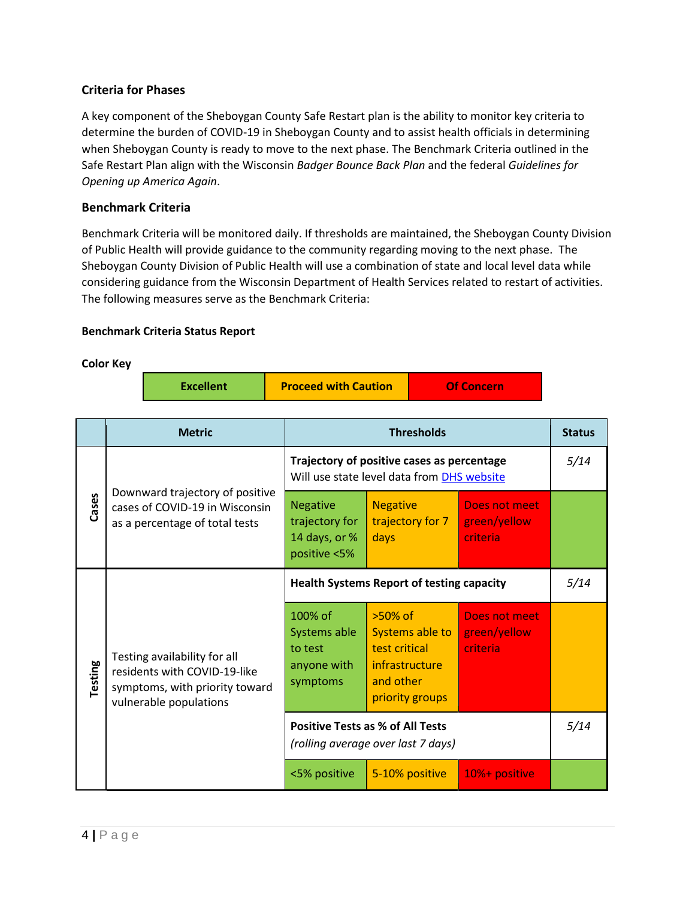### Criteria for Phases

A key component of the Sheboygan County Safe Restart plan is the ability to monitor key criteria to determine the burden of COVID-19 in Sheboygan County and to assist health officials in determining when Sheboygan County is ready to move to the next phase. The Benchmark Criteria outlined in the Safe Restart Plan align with the Wisconsin *Badger Bounce Back Plan* and the federal *Guidelines for Opening up America Again*.

### Benchmark Criteria

Benchmark Criteria will be monitored daily. If thresholds are maintained, the Sheboygan County Division of Public Health will provide guidance to the community regarding moving to the next phase. The Sheboygan County Division of Public Health will use a combination of state and local level data while considering guidance from the Wisconsin Department of Health Services related to restart of activities. The following measures serve as the Benchmark Criteria:

**Benchmark Criteria Status Report**

**Color Key**

| Excellent | Proceed with Caution | Of Concern |
|---|---|---|

| | Metric | Thresholds | | | Status |
|---|---|---|---|---|---|
| Cases | Downward trajectory of positive cases of COVID-19 in Wisconsin as a percentage of total tests | **Trajectory of positive cases as percentage** Will use state level data from DHS website | | | *5/14* |
| | | Negative trajectory for 14 days, or % positive <5% | Negative trajectory for 7 days | Does not meet green/yellow criteria | Excellent |
| Testing | Testing availability for all residents with COVID-19-like symptoms, with priority toward vulnerable populations | **Health Systems Report of testing capacity** | | | *5/14* |
| | | 100% of Systems able to test anyone with symptoms | >50% of Systems able to test critical infrastructure and other priority groups | Does not meet green/yellow criteria | Proceed with Caution |
| | | **Positive Tests as % of All Tests** *(rolling average over last 7 days)* | | | *5/14* |
| | | <5% positive | 5-10% positive | 10%+ positive | Excellent |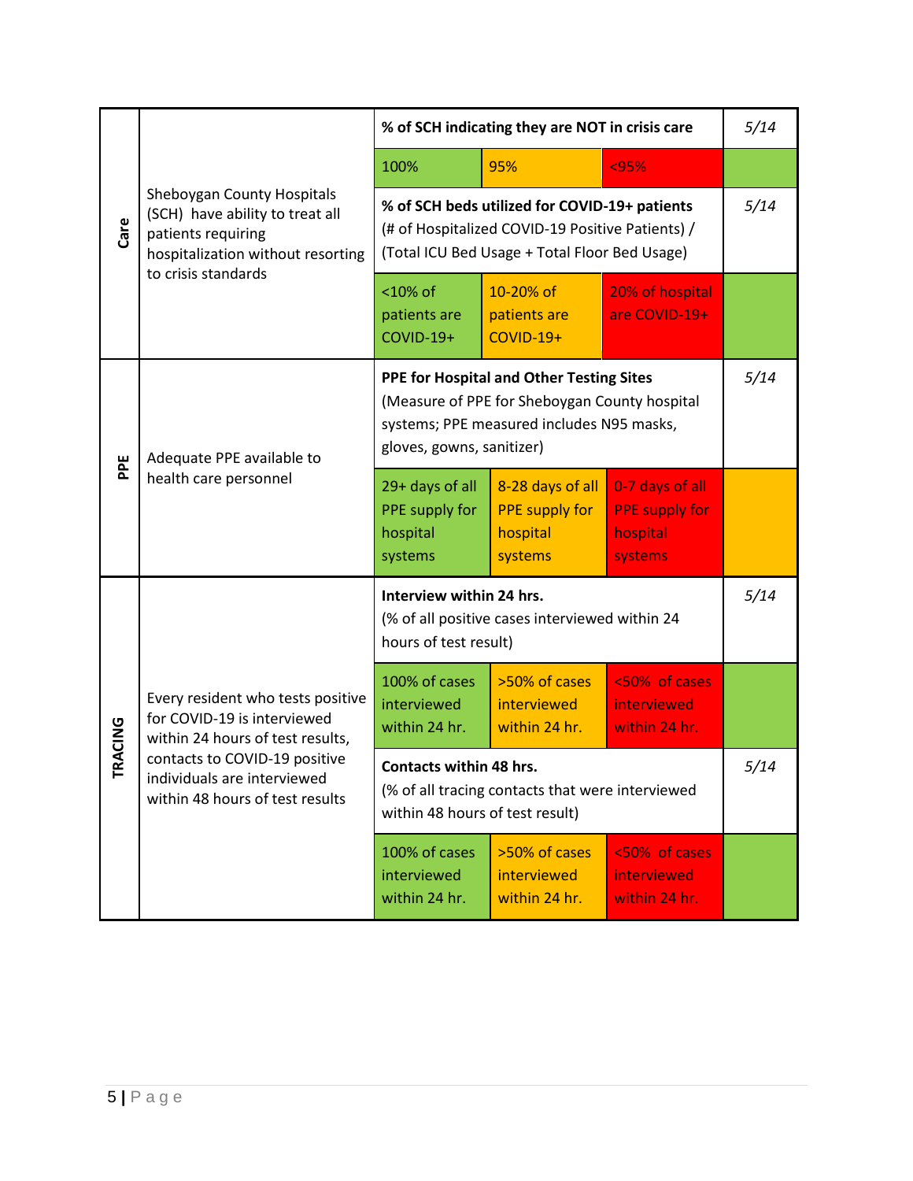| | | | | | |
|---|---|---|---|---|---|
| Care | Sheboygan County Hospitals (SCH) have ability to treat all patients requiring hospitalization without resorting to crisis standards | **% of SCH indicating they are NOT in crisis care** | | | *5/14* |
| | | 100% | 95% | <95% | |
| | | **% of SCH beds utilized for COVID-19+ patients** (# of Hospitalized COVID-19 Positive Patients) / (Total ICU Bed Usage + Total Floor Bed Usage) | | | *5/14* |
| | | <10% of patients are COVID-19+ | 10-20% of patients are COVID-19+ | 20% of hospital are COVID-19+ | |
| PPE | Adequate PPE available to health care personnel | **PPE for Hospital and Other Testing Sites** (Measure of PPE for Sheboygan County hospital systems; PPE measured includes N95 masks, gloves, gowns, sanitizer) | | | *5/14* |
| | | 29+ days of all PPE supply for hospital systems | 8-28 days of all PPE supply for hospital systems | 0-7 days of all PPE supply for hospital systems | |
| TRACING | Every resident who tests positive for COVID-19 is interviewed within 24 hours of test results, contacts to COVID-19 positive individuals are interviewed within 48 hours of test results | **Interview within 24 hrs.** (% of all positive cases interviewed within 24 hours of test result) | | | *5/14* |
| | | 100% of cases interviewed within 24 hr. | >50% of cases interviewed within 24 hr. | <50% of cases interviewed within 24 hr. | |
| | | **Contacts within 48 hrs.** (% of all tracing contacts that were interviewed within 48 hours of test result) | | | *5/14* |
| | | 100% of cases interviewed within 24 hr. | >50% of cases interviewed within 24 hr. | <50% of cases interviewed within 24 hr. | |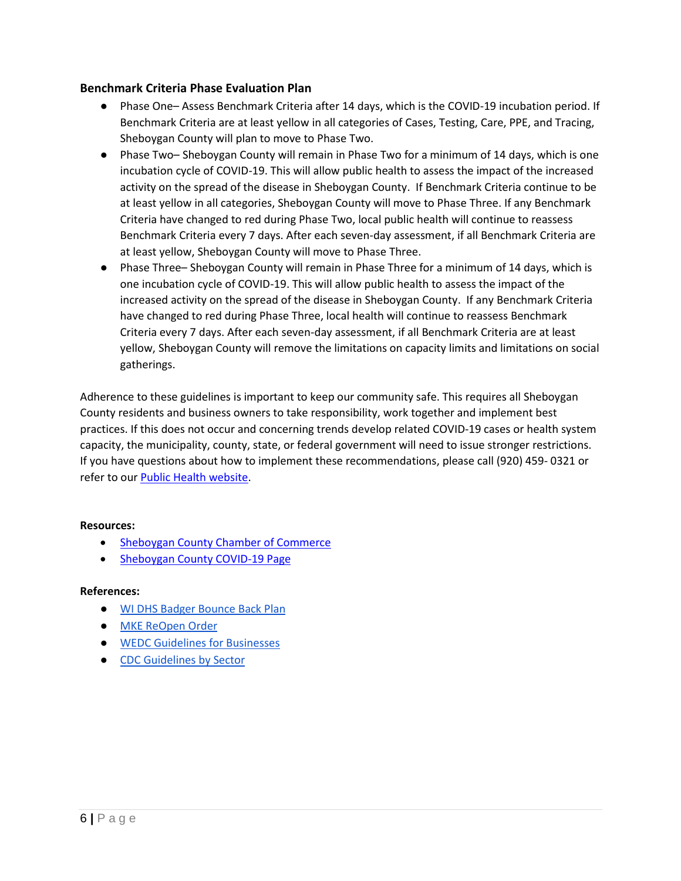**Benchmark Criteria Phase Evaluation Plan**

- Phase One– Assess Benchmark Criteria after 14 days, which is the COVID-19 incubation period. If Benchmark Criteria are at least yellow in all categories of Cases, Testing, Care, PPE, and Tracing, Sheboygan County will plan to move to Phase Two.
- Phase Two– Sheboygan County will remain in Phase Two for a minimum of 14 days, which is one incubation cycle of COVID-19. This will allow public health to assess the impact of the increased activity on the spread of the disease in Sheboygan County. If Benchmark Criteria continue to be at least yellow in all categories, Sheboygan County will move to Phase Three. If any Benchmark Criteria have changed to red during Phase Two, local public health will continue to reassess Benchmark Criteria every 7 days. After each seven-day assessment, if all Benchmark Criteria are at least yellow, Sheboygan County will move to Phase Three.
- Phase Three– Sheboygan County will remain in Phase Three for a minimum of 14 days, which is one incubation cycle of COVID-19. This will allow public health to assess the impact of the increased activity on the spread of the disease in Sheboygan County. If any Benchmark Criteria have changed to red during Phase Three, local health will continue to reassess Benchmark Criteria every 7 days. After each seven-day assessment, if all Benchmark Criteria are at least yellow, Sheboygan County will remove the limitations on capacity limits and limitations on social gatherings.

Adherence to these guidelines is important to keep our community safe. This requires all Sheboygan County residents and business owners to take responsibility, work together and implement best practices. If this does not occur and concerning trends develop related COVID-19 cases or health system capacity, the municipality, county, state, or federal government will need to issue stronger restrictions. If you have questions about how to implement these recommendations, please call (920) 459- 0321 or refer to our Public Health website.

**Resources:**

- Sheboygan County Chamber of Commerce
- Sheboygan County COVID-19 Page

**References:**

- WI DHS Badger Bounce Back Plan
- MKE ReOpen Order
- WEDC Guidelines for Businesses
- CDC Guidelines by Sector